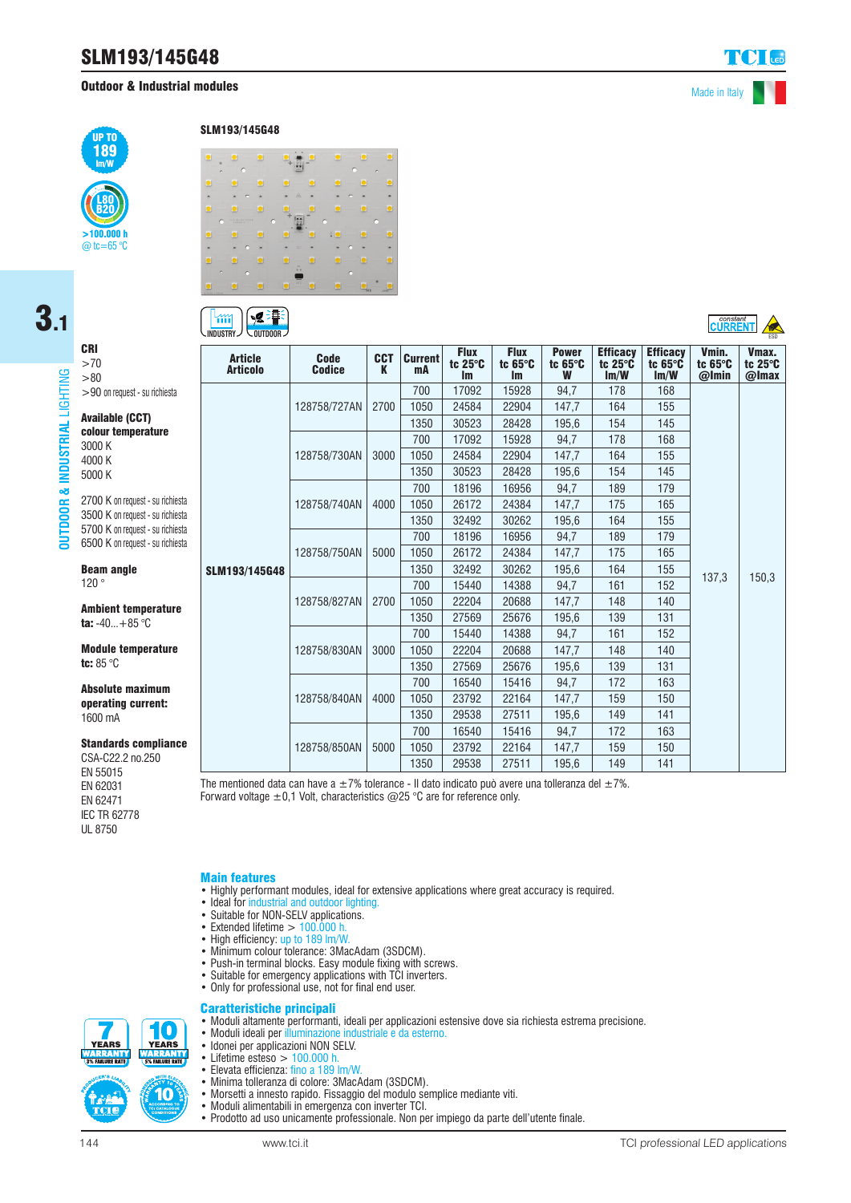# SLM193/145G48

## Outdoor & Industrial modules

Made in Italy

UP TO 189 lm/W

L80 B20 >100.000 h @ tc=65 °C

3.1

OUTDOOR & INDUSTRIAL LIGHTING

SLM193/145G48

INDUSTRY OUTDOOR

constant CURRENT

ESD

**CRI**
>70
>80
>90 on request - su richiesta

**Available (CCT) colour temperature**
3000 K
4000 K
5000 K

2700 K on request - su richiesta
3500 K on request - su richiesta
5700 K on request - su richiesta
6500 K on request - su richiesta

**Beam angle**
120 °

**Ambient temperature**
**ta:** -40...+85 °C

**Module temperature**
**tc:** 85 °C

**Absolute maximum operating current:**
1600 mA

**Standards compliance**
CSA-C22.2 no.250
EN 55015
EN 62031
EN 62471
IEC TR 62778
UL 8750

| Article Articolo | Code Codice | CCT K | Current mA | Flux tc 25°C lm | Flux tc 65°C lm | Power tc 65°C W | Efficacy tc 25°C lm/W | Efficacy tc 65°C lm/W | Vmin. tc 65°C @Imin | Vmax. tc 25°C @Imax |
|---|---|---|---|---|---|---|---|---|---|---|
| SLM193/145G48 | 128758/727AN | 2700 | 700 | 17092 | 15928 | 94,7 | 178 | 168 | 137,3 | 150,3 |
| | | | 1050 | 24584 | 22904 | 147,7 | 164 | 155 | | |
| | | | 1350 | 30523 | 28428 | 195,6 | 154 | 145 | | |
| | 128758/730AN | 3000 | 700 | 17092 | 15928 | 94,7 | 178 | 168 | | |
| | | | 1050 | 24584 | 22904 | 147,7 | 164 | 155 | | |
| | | | 1350 | 30523 | 28428 | 195,6 | 154 | 145 | | |
| | 128758/740AN | 4000 | 700 | 18196 | 16956 | 94,7 | 189 | 179 | | |
| | | | 1050 | 26172 | 24384 | 147,7 | 175 | 165 | | |
| | | | 1350 | 32492 | 30262 | 195,6 | 164 | 155 | | |
| | 128758/750AN | 5000 | 700 | 18196 | 16956 | 94,7 | 189 | 179 | | |
| | | | 1050 | 26172 | 24384 | 147,7 | 175 | 165 | | |
| | | | 1350 | 32492 | 30262 | 195,6 | 164 | 155 | | |
| | 128758/827AN | 2700 | 700 | 15440 | 14388 | 94,7 | 161 | 152 | | |
| | | | 1050 | 22204 | 20688 | 147,7 | 148 | 140 | | |
| | | | 1350 | 27569 | 25676 | 195,6 | 139 | 131 | | |
| | 128758/830AN | 3000 | 700 | 15440 | 14388 | 94,7 | 161 | 152 | | |
| | | | 1050 | 22204 | 20688 | 147,7 | 148 | 140 | | |
| | | | 1350 | 27569 | 25676 | 195,6 | 139 | 131 | | |
| | 128758/840AN | 4000 | 700 | 16540 | 15416 | 94,7 | 172 | 163 | | |
| | | | 1050 | 23792 | 22164 | 147,7 | 159 | 150 | | |
| | | | 1350 | 29538 | 27511 | 195,6 | 149 | 141 | | |
| | 128758/850AN | 5000 | 700 | 16540 | 15416 | 94,7 | 172 | 163 | | |
| | | | 1050 | 23792 | 22164 | 147,7 | 159 | 150 | | |
| | | | 1350 | 29538 | 27511 | 195,6 | 149 | 141 | | |

The mentioned data can have a ±7% tolerance - Il dato indicato può avere una tolleranza del ±7%.
Forward voltage ±0,1 Volt, characteristics @25 °C are for reference only.

### Main features

- Highly performant modules, ideal for extensive applications where great accuracy is required.
- Ideal for industrial and outdoor lighting.
- Suitable for NON-SELV applications.
- Extended lifetime > 100.000 h.
- High efficiency: up to 189 lm/W.
- Minimum colour tolerance: 3MacAdam (3SDCM).
- Push-in terminal blocks. Easy module fixing with screws.
- Suitable for emergency applications with TCI inverters.
- Only for professional use, not for final end user.

### Caratteristiche principali

- Moduli altamente performanti, ideali per applicazioni estensive dove sia richiesta estrema precisione.
- Moduli ideali per illuminazione industriale e da esterno.
- Idonei per applicazioni NON SELV.
- Lifetime esteso > 100.000 h.
- Elevata efficienza: fino a 189 lm/W.
- Minima tolleranza di colore: 3MacAdam (3SDCM).
- Morsetti a innesto rapido. Fissaggio del modulo semplice mediante viti.
- Moduli alimentabili in emergenza con inverter TCI.
- Prodotto ad uso unicamente professionale. Non per impiego da parte dell'utente finale.

7 YEARS WARRANTY 3% FAILURE RATE — 10 YEARS WARRANTY 5% FAILURE RATE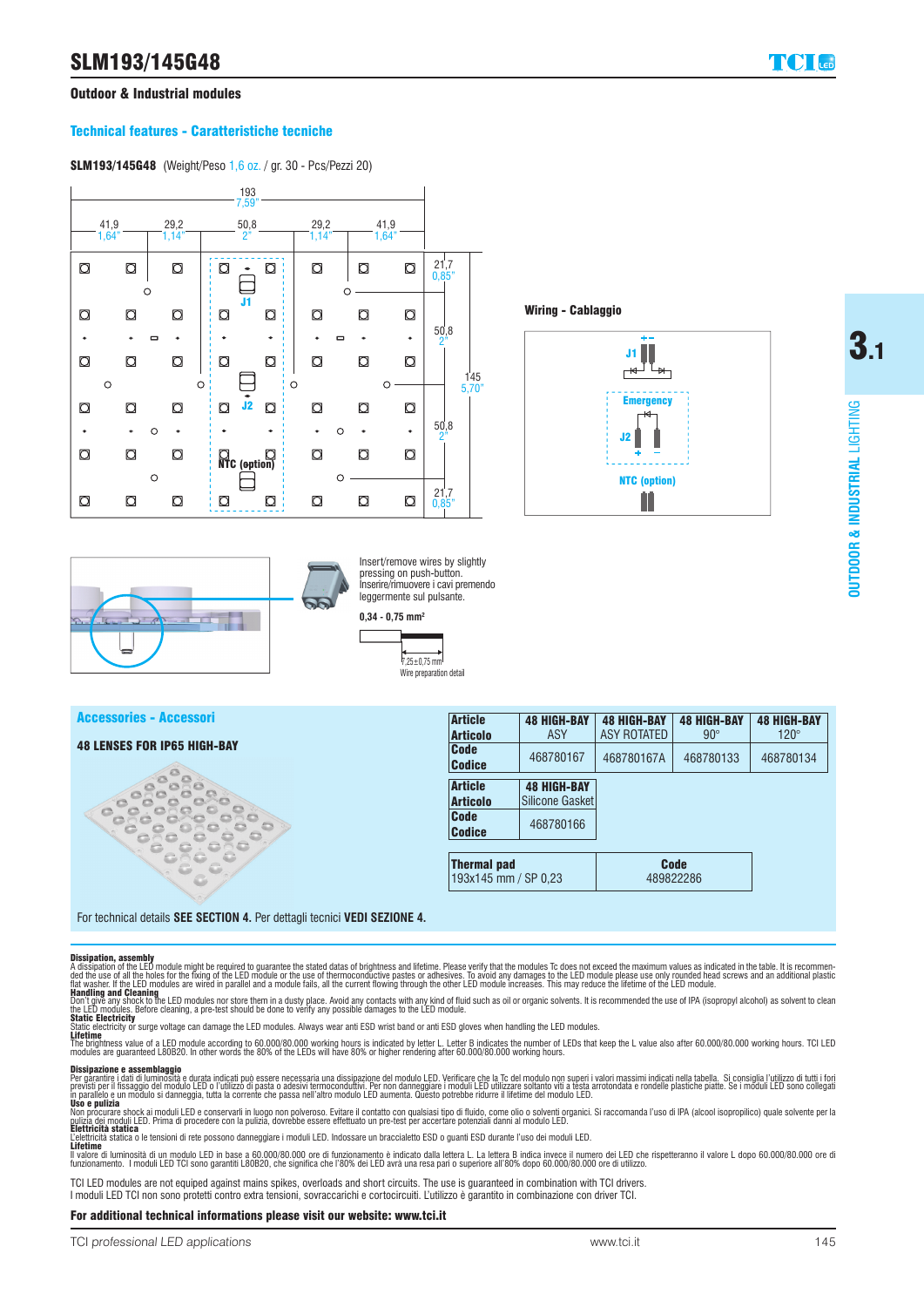# SLM193/145G48

**Outdoor & Industrial modules**

## Technical features - Caratteristiche tecniche

**SLM193/145G48** (Weight/Peso 1,6 oz. / gr. 30 - Pcs/Pezzi 20)

193
7,59"
41,9
1,64"
29,2
1,14"
50,8
2"
29,2
1,14"
41,9
1,64"
21,7
0,85"
50,8
2"
145
5,70"
50,8
2"
21,7
0,85"
J1
J2
NTC (option)

**Wiring - Cablaggio**

J1
Emergency
J2
NTC (option)

Insert/remove wires by slightly pressing on push-button.
Inserire/rimuovere i cavi premendo leggermente sul pulsante.

**0,34 - 0,75 mm²**

7,25±0,75 mm
Wire preparation detail

## Accessories - Accessori

**48 LENSES FOR IP65 HIGH-BAY**

| **Article / Articolo** | **48 HIGH-BAY** ASY | **48 HIGH-BAY** ASY ROTATED | **48 HIGH-BAY** 90° | **48 HIGH-BAY** 120° |
|---|---|---|---|---|
| **Code / Codice** | 468780167 | 468780167A | 468780133 | 468780134 |

| **Article / Articolo** | **48 HIGH-BAY** Silicone Gasket |
|---|---|
| **Code / Codice** | 468780166 |

| **Thermal pad** 193x145 mm / SP 0,23 | **Code** 489822286 |
|---|---|

For technical details **SEE SECTION 4.** Per dettagli tecnici **VEDI SEZIONE 4.**

**Dissipation, assembly**
A dissipation of the LED module might be required to guarantee the stated datas of brightness and lifetime. Please verify that the modules Tc does not exceed the maximum values as indicated in the table. It is recommended the use of all the holes for the fixing of the LED module or the use of thermoconductive pastes or adhesives. To avoid any damages to the LED module please use only rounded head screws and an additional plastic flat washer. If the LED modules are wired in parallel and a module fails, all the current flowing through the other LED module increases. This may reduce the lifetime of the LED module.
**Handling and Cleaning**
Don't give any shock to the LED modules nor store them in a dusty place. Avoid any contacts with any kind of fluid such as oil or organic solvents. It is recommended the use of IPA (isopropyl alcohol) as solvent to clean the LED modules. Before cleaning, a pre-test should be done to verify any possible damages to the LED module.
**Static Electricity**
Static electricity or surge voltage can damage the LED modules. Always wear anti ESD wrist band or anti ESD gloves when handling the LED modules.
**Lifetime**
The brightness value of a LED module according to 60.000/80.000 working hours is indicated by letter L. Letter B indicates the number of LEDs that keep the L value also after 60.000/80.000 working hours. TCI LED modules are guaranteed L80B20. In other words the 80% of the LEDs will have 80% or higher rendering after 60.000/80.000 working hours.

**Dissipazione e assemblaggio**
Per garantire i dati di luminosità e durata indicati può essere necessaria una dissipazione del modulo LED. Verificare che la Tc del modulo non superi i valori massimi indicati nella tabella. Si consiglia l'utilizzo di tutti i fori previsti per il fissaggio del modulo LED o l'utilizzo di pasta o adesivi termoconduttivi. Per non danneggiare i moduli LED utilizzare soltanto vite a testa arrotondata e rondelle plastiche piatte. Se i moduli LED sono collegati in parallelo e un modulo si danneggia, tutta la corrente che passa nell'altro modulo LED aumenta. Questo potrebbe ridurre il lifetime del modulo LED.
**Uso e pulizia**
Non procurare shock ai moduli LED e conservarli in luogo non polveroso. Evitare il contatto con qualsiasi tipo di fluido, come olio o solventi organici. Si raccomanda l'uso di IPA (alcool isopropilico) quale solvente per la pulizia dei moduli LED. Prima di procedere con la pulizia, dovrebbe essere effettuato un pre-test per accertare potenziali danni al modulo LED.
**Elettricità statica**
L'elettricità statica o le tensioni di rete possono danneggiare i moduli LED. Indossare un braccialetto ESD o guanti ESD durante l'uso dei moduli LED.
**Lifetime**
Il valore di luminosità di un modulo LED in base a 60.000/80.000 ore di funzionamento è indicato dalla lettera L. La lettera B indica invece il numero dei LED che rispetteranno il valore L dopo 60.000/80.000 ore di funzionamento. I moduli LED TCI sono garantiti L80B20, che significa che l'80% dei LED avrà una resa pari o superiore all'80% dopo 60.000/80.000 ore di utilizzo.

TCI LED modules are not equiped against mains spikes, overloads and short circuits. The use is guaranteed in combination with TCI drivers.
I moduli LED TCI non sono protetti contro extra tensioni, sovraccarichi e cortocircuiti. L'utilizzo è garantito in combinazione con driver TCI.

**For additional technical informations please visit our website: www.tci.it**